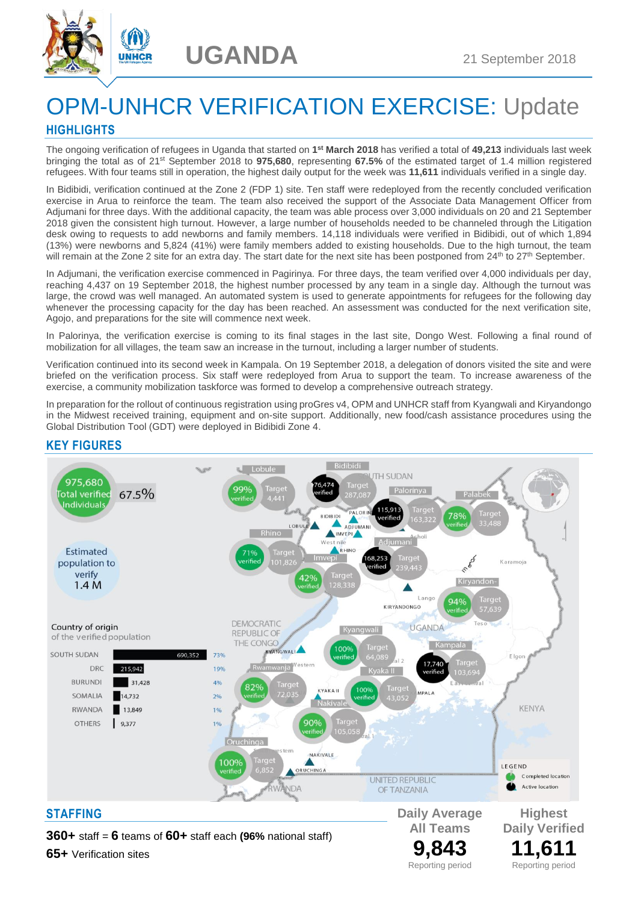# UGANDA

21 September 2018

# OPM-UNHCR VERIFICATION EXERCISE: Update

## HIGHLIGHTS

The ongoing verification of refugees in Uganda that started on **1st March 2018** has verified a total of **49,213** individuals last week bringing the total as of 21st September 2018 to **975,680**, representing **67.5%** of the estimated target of 1.4 million registered refugees. With four teams still in operation, the highest daily output for the week was **11,611** individuals verified in a single day.

In Bidibidi, verification continued at the Zone 2 (FDP 1) site. Ten staff were redeployed from the recently concluded verification exercise in Arua to reinforce the team. The team also received the support of the Associate Data Management Officer from Adjumani for three days. With the additional capacity, the team was able process over 3,000 individuals on 20 and 21 September 2018 given the consistent high turnout. However, a large number of households needed to be channeled through the Litigation desk owing to requests to add newborns and family members. 14,118 individuals were verified in Bidibidi, out of which 1,894 (13%) were newborns and 5,824 (41%) were family members added to existing households. Due to the high turnout, the team will remain at the Zone 2 site for an extra day. The start date for the next site has been postponed from 24th to 27th September.

In Adjumani, the verification exercise commenced in Pagirinya. For three days, the team verified over 4,000 individuals per day, reaching 4,437 on 19 September 2018, the highest number processed by any team in a single day. Although the turnout was large, the crowd was well managed. An automated system is used to generate appointments for refugees for the following day whenever the processing capacity for the day has been reached. An assessment was conducted for the next verification site, Agojo, and preparations for the site will commence next week.

In Palorinya, the verification exercise is coming to its final stages in the last site, Dongo West. Following a final round of mobilization for all villages, the team saw an increase in the turnout, including a larger number of students.

Verification continued into its second week in Kampala. On 19 September 2018, a delegation of donors visited the site and were briefed on the verification process. Six staff were redeployed from Arua to support the team. To increase awareness of the exercise, a community mobilization taskforce was formed to develop a comprehensive outreach strategy.

In preparation for the rollout of continuous registration using proGres v4, OPM and UNHCR staff from Kyangwali and Kiryandongo in the Midwest received training, equipment and on-site support. Additionally, new food/cash assistance procedures using the Global Distribution Tool (GDT) were deployed in Bidibidi Zone 4.

## KEY FIGURES

975,680 Total verified Individuals — 67.5%

Estimated population to verify 1.4 M

| Location | Verified | Target |
|---|---|---|
| Lobule | 99% verified | 4,441 |
| Bidibidi | 76,474 verified | 287,087 |
| Palorinya | 115,913 verified | 163,322 |
| Palabek | 78% verified | 33,488 |
| Rhino | 71% verified | 101,826 |
| Imvepi | 42% verified | 128,338 |
| Adjumani | 168,253 verified | 239,443 |
| Kiryandongo | 94% verified | 57,639 |
| Kyangwali | 100% verified | 64,089 |
| Kampala | 17,740 verified | 103,694 |
| Rwamwanja | 82% verified | 72,035 |
| Kyaka II | 100% verified | 43,052 |
| Nakivale | 90% verified | 105,058 |
| Oruchinga | 100% verified | 6,852 |

Legend: Completed location; Active location

**Country of origin of the verified population**

| Country | Individuals | % |
|---|---|---|
| SOUTH SUDAN | 690,352 | 73% |
| DRC | 215,942 | 19% |
| BURUNDI | 31,428 | 4% |
| SOMALIA | 14,732 | 2% |
| RWANDA | 13,849 | 1% |
| OTHERS | 9,377 | 1% |

## STAFFING

**360+** staff = **6** teams of **60+** staff each **(96%** national staff)

**65+** Verification sites

**Daily Average All Teams**
**9,843**
Reporting period

**Highest Daily Verified**
**11,611**
Reporting period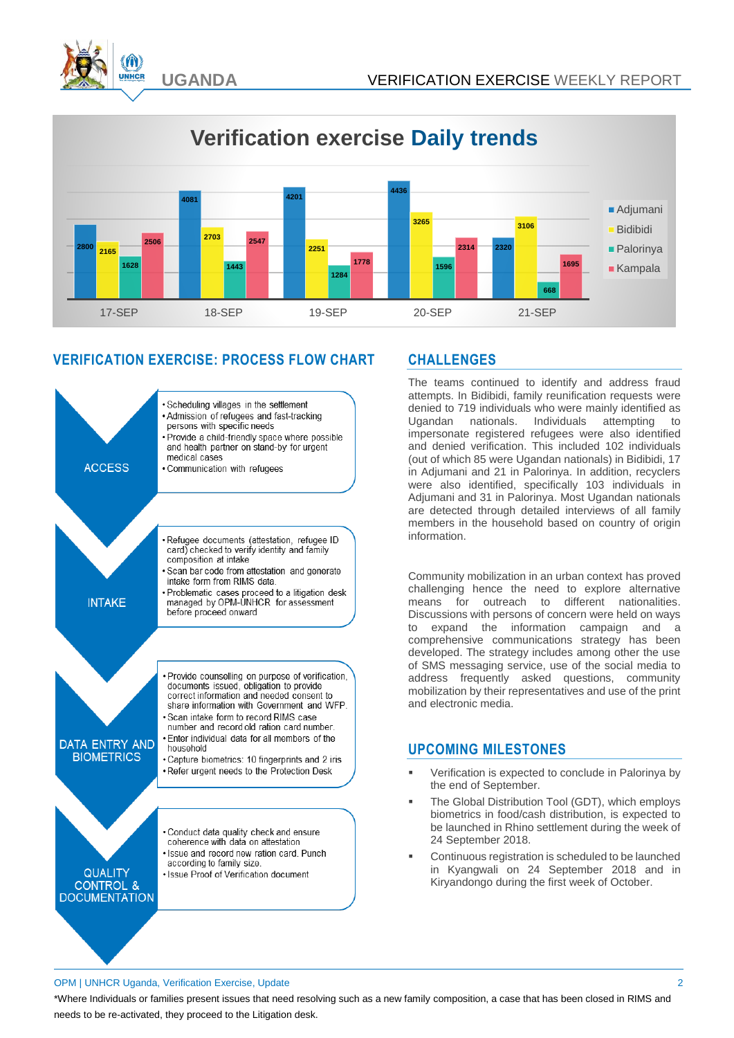# Verification exercise Daily trends

Adjumani
Bidibidi
Palorinya
Kampala

17-SEP: 2800, 2165, 1628, 2506
18-SEP: 4081, 2703, 1443, 2547
19-SEP: 4201, 2251, 1284, 1778
20-SEP: 4436, 3265, 1596, 2314
21-SEP: 2320, 3106, 668, 1695

## VERIFICATION EXERCISE: PROCESS FLOW CHART

**ACCESS**

- Scheduling villages in the settlement
- Admission of refugees and fast-tracking persons with specific needs
- Provide a child-friendly space where possible and health partner on stand-by for urgent medical cases
- Communication with refugees

**INTAKE**

- Refugee documents (attestation, refugee ID card) checked to verify identity and family composition at intake
- Scan bar code from attestation and generate intake form from RIMS data
- Problematic cases proceed to a litigation desk managed by OPM-UNHCR for assessment before proceed onward

**DATA ENTRY AND BIOMETRICS**

- Provide counselling on purpose of verification, documents issued, obligation to provide correct information and needed consent to share information with Government and WFP.
- Scan intake form to record RIMS case number and record old ration card number.
- Enter individual data for all members of the household
- Capture biometrics: 10 fingerprints and 2 iris
- Refer urgent needs to the Protection Desk

**QUALITY CONTROL & DOCUMENTATION**

- Conduct data quality check and ensure coherence with data on attestation
- Issue and record new ration card. Punch according to family size.
- Issue Proof of Verification document

## CHALLENGES

The teams continued to identify and address fraud attempts. In Bidibidi, family reunification requests were denied to 719 individuals who were mainly identified as Ugandan nationals. Individuals attempting to impersonate registered refugees were also identified and denied verification. This included 102 individuals (out of which 85 were Ugandan nationals) in Bidibidi, 17 in Adjumani and 21 in Palorinya. In addition, recyclers were also identified, specifically 103 individuals in Adjumani and 31 in Palorinya. Most Ugandan nationals are detected through detailed interviews of all family members in the household based on country of origin information.

Community mobilization in an urban context has proved challenging hence the need to explore alternative means for outreach to different nationalities. Discussions with persons of concern were held on ways to expand the information campaign and a comprehensive communications strategy has been developed. The strategy includes among other the use of SMS messaging service, use of the social media to address frequently asked questions, community mobilization by their representatives and use of the print and electronic media.

## UPCOMING MILESTONES

- Verification is expected to conclude in Palorinya by the end of September.
- The Global Distribution Tool (GDT), which employs biometrics in food/cash distribution, is expected to be launched in Rhino settlement during the week of 24 September 2018.
- Continuous registration is scheduled to be launched in Kyangwali on 24 September 2018 and in Kiryandongo during the first week of October.

*Where Individuals or families present issues that need resolving such as a new family composition, a case that has been closed in RIMS and needs to be re-activated, they proceed to the Litigation desk.